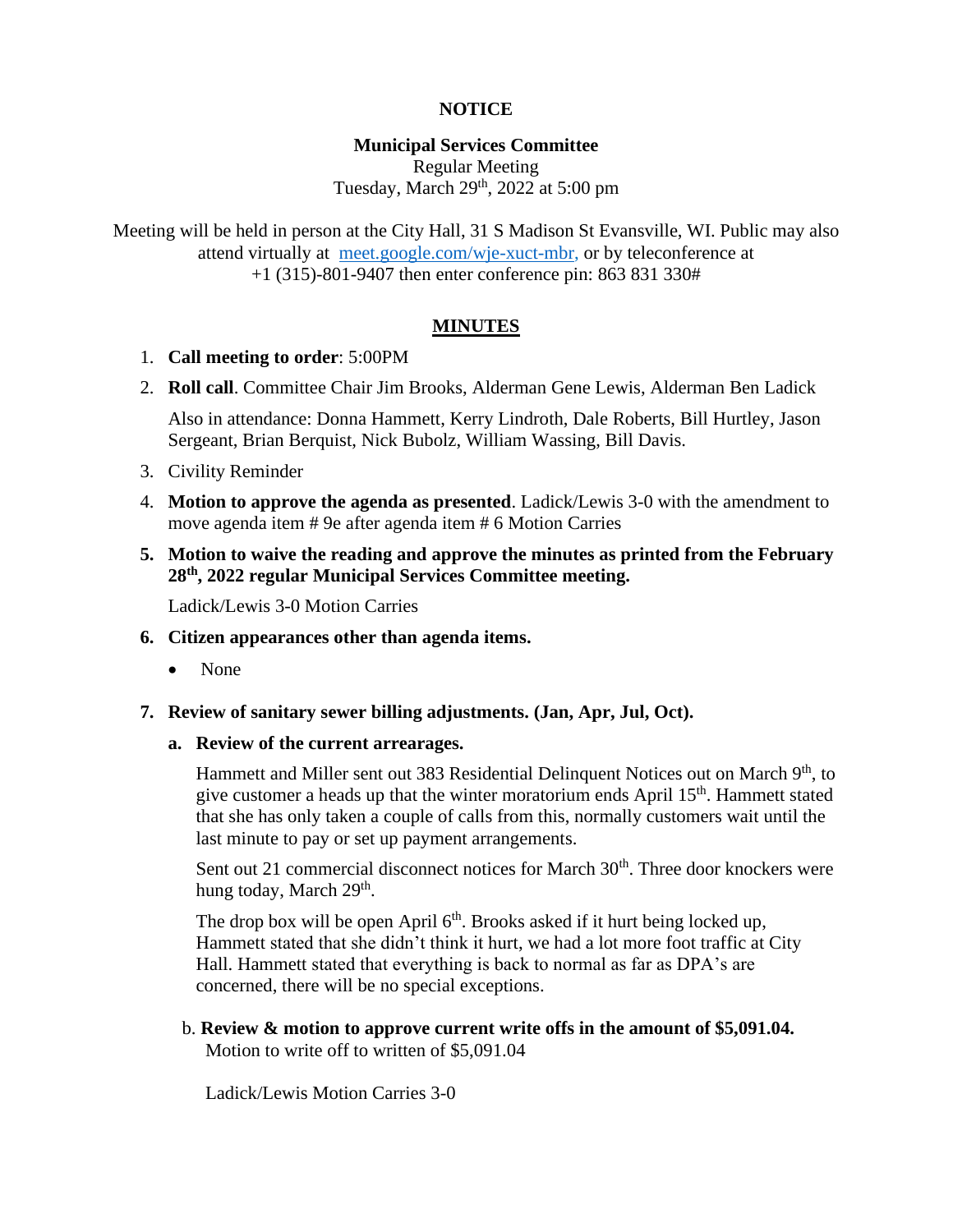**NOTICE**

**Municipal Services Committee**

Regular Meeting

Tuesday, March 29th, 2022 at 5:00 pm

Meeting will be held in person at the City Hall, 31 S Madison St Evansville, WI. Public may also attend virtually at meet.google.com/wje-xuct-mbr, or by teleconference at +1 (315)-801-9407 then enter conference pin: 863 831 330#

**MINUTES**

1. **Call meeting to order**: 5:00PM
2. **Roll call**. Committee Chair Jim Brooks, Alderman Gene Lewis, Alderman Ben Ladick

   Also in attendance: Donna Hammett, Kerry Lindroth, Dale Roberts, Bill Hurtley, Jason Sergeant, Brian Berquist, Nick Bubolz, William Wassing, Bill Davis.
3. Civility Reminder
4. **Motion to approve the agenda as presented**. Ladick/Lewis 3-0 with the amendment to move agenda item # 9e after agenda item # 6 Motion Carries
5. **Motion to waive the reading and approve the minutes as printed from the February 28th, 2022 regular Municipal Services Committee meeting.**

   Ladick/Lewis 3-0 Motion Carries
6. **Citizen appearances other than agenda items.**
   - None
7. **Review of sanitary sewer billing adjustments. (Jan, Apr, Jul, Oct).**

   a. **Review of the current arrearages.**

   Hammett and Miller sent out 383 Residential Delinquent Notices out on March 9th, to give customer a heads up that the winter moratorium ends April 15th. Hammett stated that she has only taken a couple of calls from this, normally customers wait until the last minute to pay or set up payment arrangements.

   Sent out 21 commercial disconnect notices for March 30th. Three door knockers were hung today, March 29th.

   The drop box will be open April 6th. Brooks asked if it hurt being locked up, Hammett stated that she didn't think it hurt, we had a lot more foot traffic at City Hall. Hammett stated that everything is back to normal as far as DPA's are concerned, there will be no special exceptions.

   b. **Review & motion to approve current write offs in the amount of $5,091.04.**
   Motion to write off to written of $5,091.04

   Ladick/Lewis Motion Carries 3-0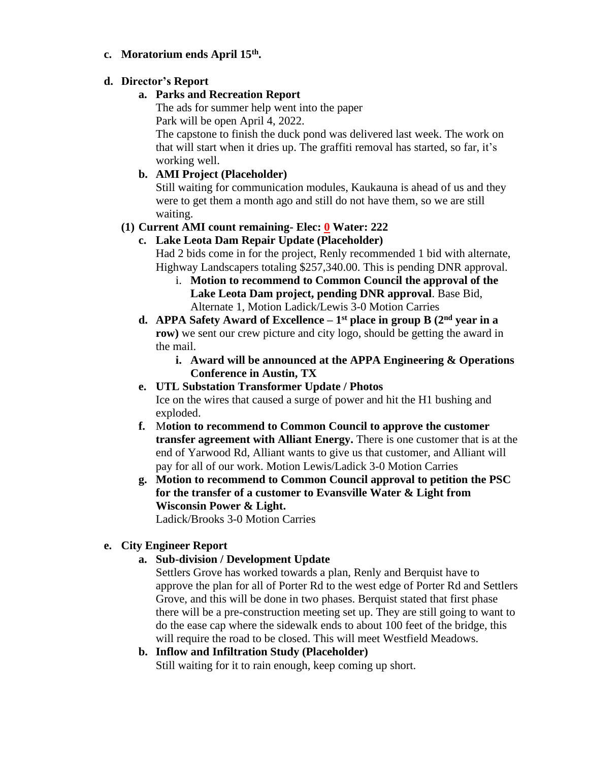**c. Moratorium ends April 15th.**

**d. Director's Report**

**a. Parks and Recreation Report**

The ads for summer help went into the paper

Park will be open April 4, 2022.

The capstone to finish the duck pond was delivered last week. The work on that will start when it dries up. The graffiti removal has started, so far, it's working well.

**b. AMI Project (Placeholder)**

Still waiting for communication modules, Kaukauna is ahead of us and they were to get them a month ago and still do not have them, so we are still waiting.

**(1) Current AMI count remaining- Elec: 0 Water: 222**

**c. Lake Leota Dam Repair Update (Placeholder)**

Had 2 bids come in for the project, Renly recommended 1 bid with alternate, Highway Landscapers totaling $257,340.00. This is pending DNR approval.

i. **Motion to recommend to Common Council the approval of the Lake Leota Dam project, pending DNR approval**. Base Bid, Alternate 1, Motion Ladick/Lewis 3-0 Motion Carries

**d. APPA Safety Award of Excellence – 1st place in group B (2nd year in a row)** we sent our crew picture and city logo, should be getting the award in the mail.

i. **Award will be announced at the APPA Engineering & Operations Conference in Austin, TX**

**e. UTL Substation Transformer Update / Photos**

Ice on the wires that caused a surge of power and hit the H1 bushing and exploded.

**f. Motion to recommend to Common Council to approve the customer transfer agreement with Alliant Energy.** There is one customer that is at the end of Yarwood Rd, Alliant wants to give us that customer, and Alliant will pay for all of our work. Motion Lewis/Ladick 3-0 Motion Carries

**g. Motion to recommend to Common Council approval to petition the PSC for the transfer of a customer to Evansville Water & Light from Wisconsin Power & Light.**

Ladick/Brooks 3-0 Motion Carries

**e. City Engineer Report**

**a. Sub-division / Development Update**

Settlers Grove has worked towards a plan, Renly and Berquist have to approve the plan for all of Porter Rd to the west edge of Porter Rd and Settlers Grove, and this will be done in two phases. Berquist stated that first phase there will be a pre-construction meeting set up. They are still going to want to do the ease cap where the sidewalk ends to about 100 feet of the bridge, this will require the road to be closed. This will meet Westfield Meadows.

**b. Inflow and Infiltration Study (Placeholder)**

Still waiting for it to rain enough, keep coming up short.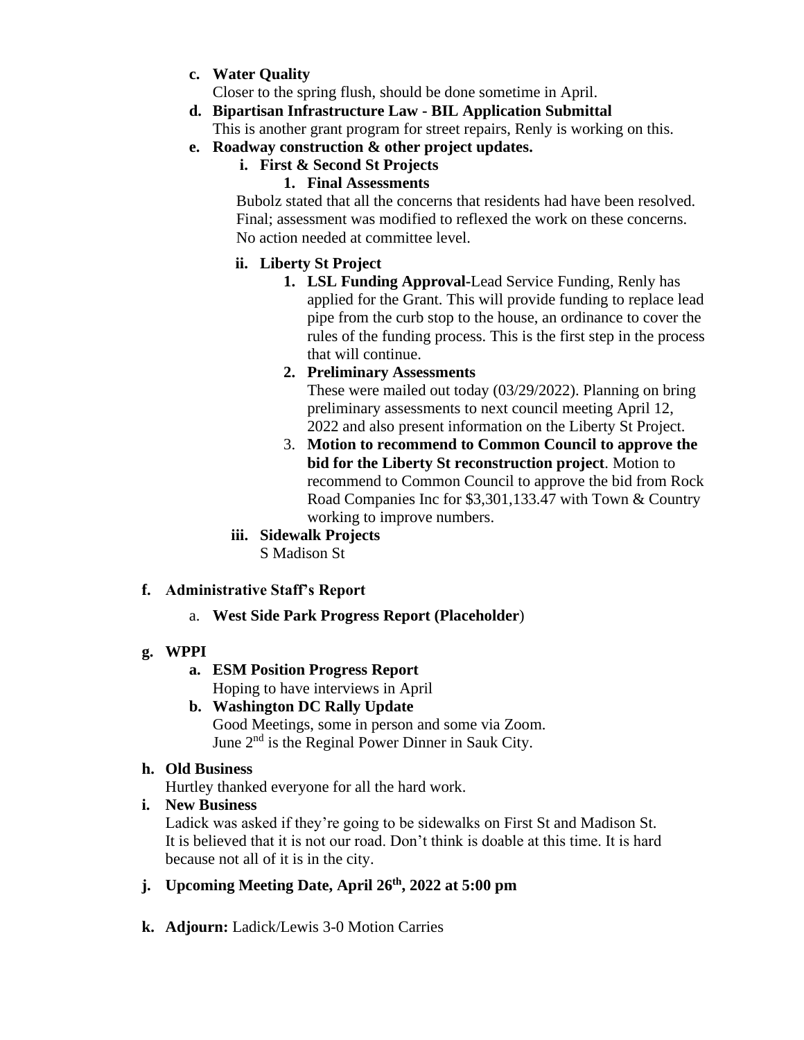**c. Water Quality**

Closer to the spring flush, should be done sometime in April.

**d. Bipartisan Infrastructure Law - BIL Application Submittal**

This is another grant program for street repairs, Renly is working on this.

**e. Roadway construction & other project updates.**

**i. First & Second St Projects**

**1. Final Assessments**

Bubolz stated that all the concerns that residents had have been resolved. Final; assessment was modified to reflexed the work on these concerns. No action needed at committee level.

**ii. Liberty St Project**

1. **LSL Funding Approval**-Lead Service Funding, Renly has applied for the Grant. This will provide funding to replace lead pipe from the curb stop to the house, an ordinance to cover the rules of the funding process. This is the first step in the process that will continue.
2. **Preliminary Assessments**

   These were mailed out today (03/29/2022). Planning on bring preliminary assessments to next council meeting April 12, 2022 and also present information on the Liberty St Project.
3. **Motion to recommend to Common Council to approve the bid for the Liberty St reconstruction project**. Motion to recommend to Common Council to approve the bid from Rock Road Companies Inc for $3,301,133.47 with Town & Country working to improve numbers.

**iii. Sidewalk Projects**

S Madison St

**f. Administrative Staff's Report**

a. **West Side Park Progress Report (Placeholder**)

**g. WPPI**

**a. ESM Position Progress Report**

Hoping to have interviews in April

**b. Washington DC Rally Update**

Good Meetings, some in person and some via Zoom. June 2nd is the Reginal Power Dinner in Sauk City.

**h. Old Business**

Hurtley thanked everyone for all the hard work.

**i. New Business**

Ladick was asked if they're going to be sidewalks on First St and Madison St. It is believed that it is not our road. Don't think is doable at this time. It is hard because not all of it is in the city.

**j. Upcoming Meeting Date, April 26th, 2022 at 5:00 pm**

**k. Adjourn:** Ladick/Lewis 3-0 Motion Carries